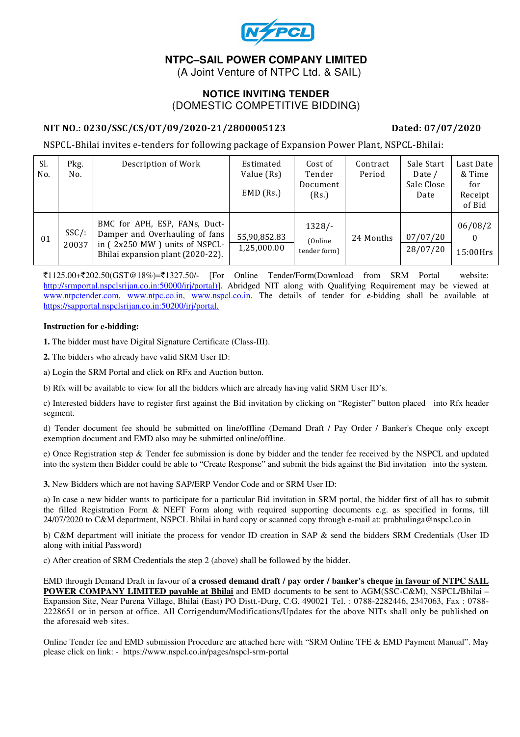# NTPC–SAIL POWER COMPANY LIMITED

(A Joint Venture of NTPC Ltd. & SAIL)

## NOTICE INVITING TENDER

(DOMESTIC COMPETITIVE BIDDING)

**NIT NO.: 0230/SSC/CS/OT/09/2020-21/2800005123** **Dated: 07/07/2020**

NSPCL-Bhilai invites e-tenders for following package of Expansion Power Plant, NSPCL-Bhilai:

| Sl. No. | Pkg. No. | Description of Work | Estimated Value (Rs) / EMD (Rs.) | Cost of Tender Document (Rs.) | Contract Period | Sale Start Date / Sale Close Date | Last Date & Time for Receipt of Bid |
|---|---|---|---|---|---|---|---|
| 01 | SSC/: 20037 | BMC for APH, ESP, FANs, Duct-Damper and Overhauling of fans in ( 2x250 MW ) units of NSPCL-Bhilai expansion plant (2020-22). | 55,90,852.83 / 1,25,000.00 | 1328/- (Online tender form) | 24 Months | 07/07/20 / 28/07/20 | 06/08/20 15:00Hrs |

₹1125.00+₹202.50(GST@18%)=₹1327.50/- [For Online Tender/Form(Download from SRM Portal website: http://srmportal.nspclsrijan.co.in:50000/irj/portal)]. Abridged NIT along with Qualifying Requirement may be viewed at www.ntpctender.com, www.ntpc.co.in, www.nspcl.co.in. The details of tender for e-bidding shall be available at https://sapportal.nspclsrijan.co.in:50200/irj/portal.

**Instruction for e-bidding:**

**1.** The bidder must have Digital Signature Certificate (Class-III).

**2.** The bidders who already have valid SRM User ID:

a) Login the SRM Portal and click on RFx and Auction button.

b) Rfx will be available to view for all the bidders which are already having valid SRM User ID's.

c) Interested bidders have to register first against the Bid invitation by clicking on "Register" button placed into Rfx header segment.

d) Tender document fee should be submitted on line/offline (Demand Draft / Pay Order / Banker's Cheque only except exemption document and EMD also may be submitted online/offline.

e) Once Registration step & Tender fee submission is done by bidder and the tender fee received by the NSPCL and updated into the system then Bidder could be able to "Create Response" and submit the bids against the Bid invitation into the system.

**3.** New Bidders which are not having SAP/ERP Vendor Code and or SRM User ID:

a) In case a new bidder wants to participate for a particular Bid invitation in SRM portal, the bidder first of all has to submit the filled Registration Form & NEFT Form along with required supporting documents e.g. as specified in forms, till 24/07/2020 to C&M department, NSPCL Bhilai in hard copy or scanned copy through e-mail at: prabhulinga@nspcl.co.in

b) C&M department will initiate the process for vendor ID creation in SAP & send the bidders SRM Credentials (User ID along with initial Password)

c) After creation of SRM Credentials the step 2 (above) shall be followed by the bidder.

EMD through Demand Draft in favour of **a crossed demand draft / pay order / banker's cheque** **in favour of NTPC SAIL POWER COMPANY LIMITED payable at Bhilai** and EMD documents to be sent to AGM(SSC-C&M), NSPCL/Bhilai – Expansion Site, Near Purena Village, Bhilai (East) PO Distt.-Durg, C.G. 490021 Tel. : 0788-2282446, 2347063, Fax : 0788-2228651 or in person at office. All Corrigendum/Modifications/Updates for the above NITs shall only be published on the aforesaid web sites.

Online Tender fee and EMD submission Procedure are attached here with "SRM Online TFE & EMD Payment Manual". May please click on link: - https://www.nspcl.co.in/pages/nspcl-srm-portal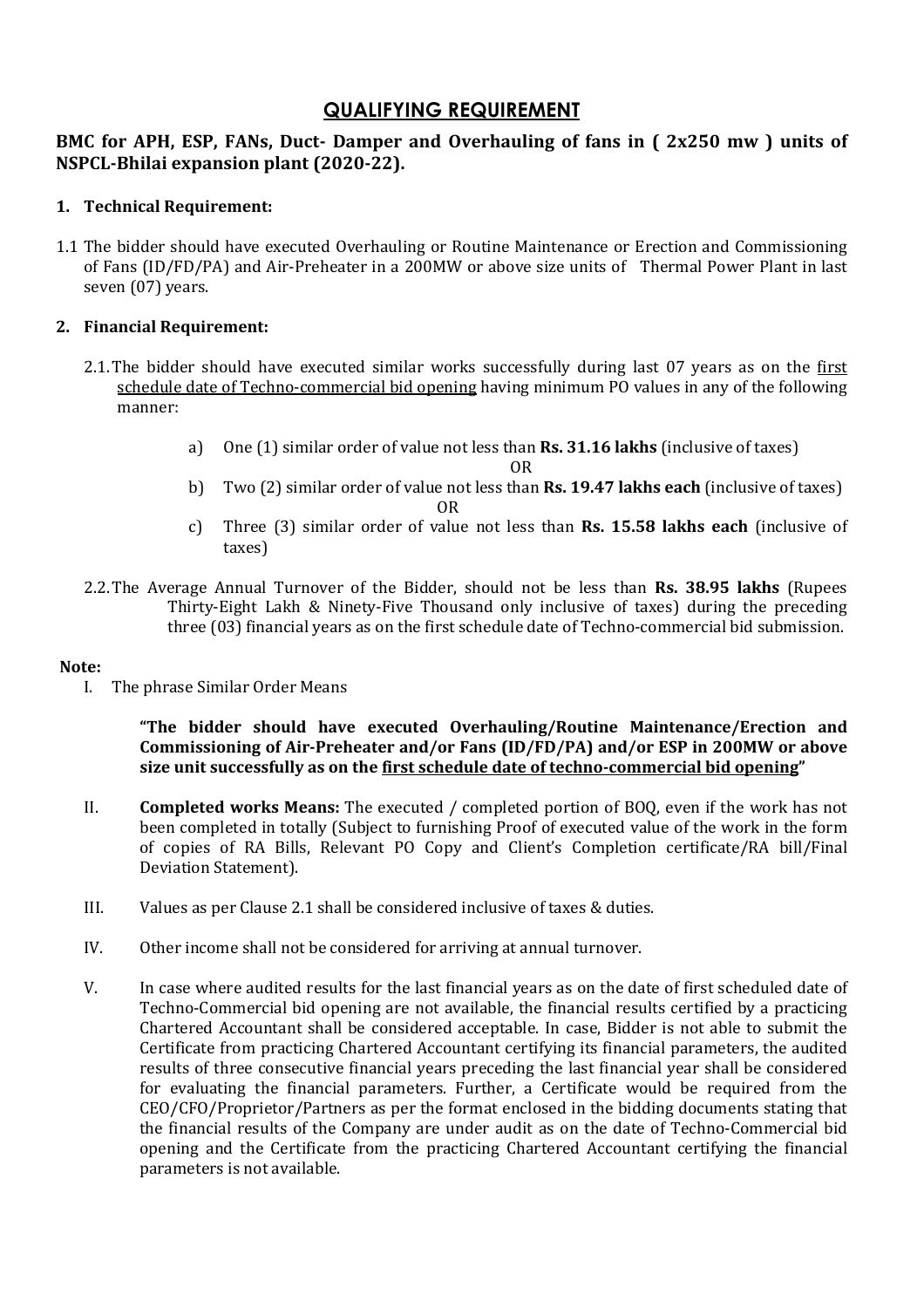# QUALIFYING REQUIREMENT

**BMC for APH, ESP, FANs, Duct- Damper and Overhauling of fans in ( 2x250 mw ) units of NSPCL-Bhilai expansion plant (2020-22).**

## 1. Technical Requirement:

1.1 The bidder should have executed Overhauling or Routine Maintenance or Erection and Commissioning of Fans (ID/FD/PA) and Air-Preheater in a 200MW or above size units of Thermal Power Plant in last seven (07) years.

## 2. Financial Requirement:

2.1. The bidder should have executed similar works successfully during last 07 years as on the first schedule date of Techno-commercial bid opening having minimum PO values in any of the following manner:

a) One (1) similar order of value not less than **Rs. 31.16 lakhs** (inclusive of taxes)

OR

b) Two (2) similar order of value not less than **Rs. 19.47 lakhs each** (inclusive of taxes)

OR

c) Three (3) similar order of value not less than **Rs. 15.58 lakhs each** (inclusive of taxes)

2.2. The Average Annual Turnover of the Bidder, should not be less than **Rs. 38.95 lakhs** (Rupees Thirty-Eight Lakh & Ninety-Five Thousand only inclusive of taxes) during the preceding three (03) financial years as on the first schedule date of Techno-commercial bid submission.

**Note:**

I. The phrase Similar Order Means

**"The bidder should have executed Overhauling/Routine Maintenance/Erection and Commissioning of Air-Preheater and/or Fans (ID/FD/PA) and/or ESP in 200MW or above size unit successfully as on the first schedule date of techno-commercial bid opening"**

II. **Completed works Means:** The executed / completed portion of BOQ, even if the work has not been completed in totally (Subject to furnishing Proof of executed value of the work in the form of copies of RA Bills, Relevant PO Copy and Client's Completion certificate/RA bill/Final Deviation Statement).

III. Values as per Clause 2.1 shall be considered inclusive of taxes & duties.

IV. Other income shall not be considered for arriving at annual turnover.

V. In case where audited results for the last financial years as on the date of first scheduled date of Techno-Commercial bid opening are not available, the financial results certified by a practicing Chartered Accountant shall be considered acceptable. In case, Bidder is not able to submit the Certificate from practicing Chartered Accountant certifying its financial parameters, the audited results of three consecutive financial years preceding the last financial year shall be considered for evaluating the financial parameters. Further, a Certificate would be required from the CEO/CFO/Proprietor/Partners as per the format enclosed in the bidding documents stating that the financial results of the Company are under audit as on the date of Techno-Commercial bid opening and the Certificate from the practicing Chartered Accountant certifying the financial parameters is not available.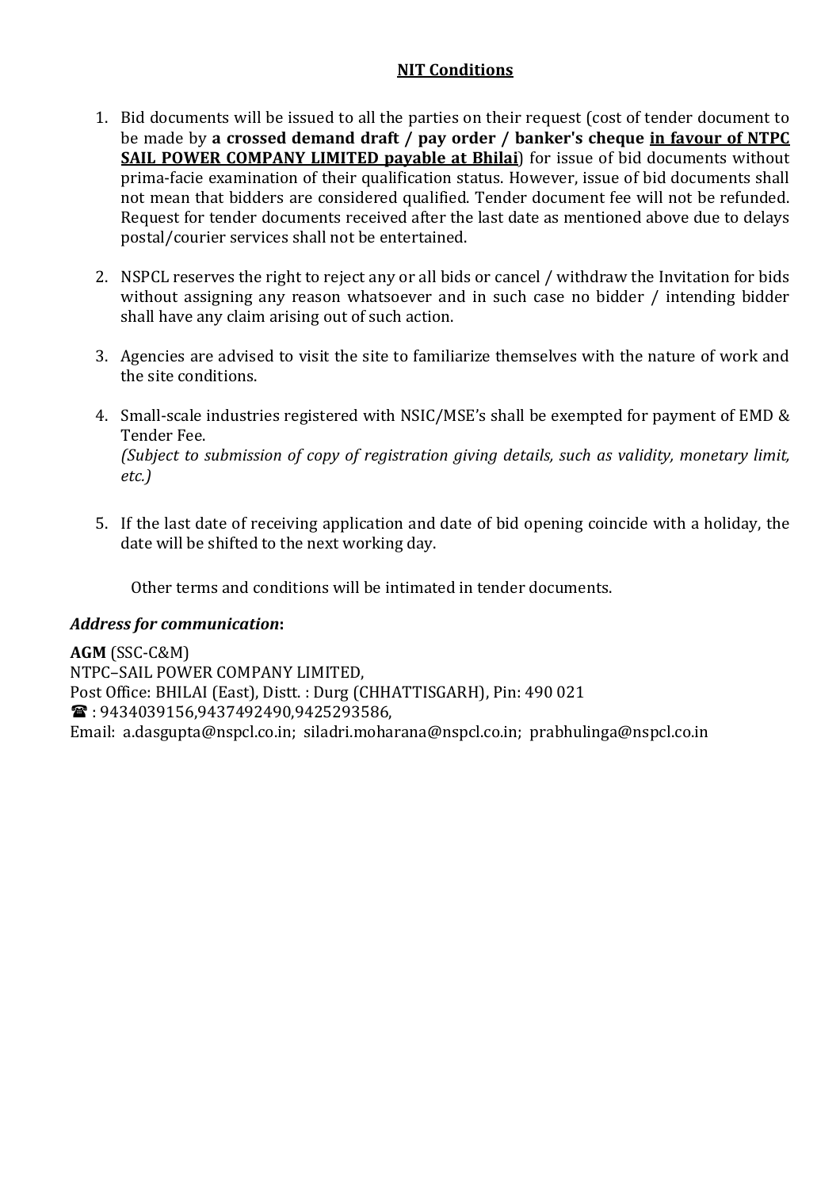## NIT Conditions

1. Bid documents will be issued to all the parties on their request (cost of tender document to be made by **a crossed demand draft / pay order / banker's cheque** **<u>in favour of NTPC SAIL POWER COMPANY LIMITED payable at Bhilai</u>**) for issue of bid documents without prima-facie examination of their qualification status. However, issue of bid documents shall not mean that bidders are considered qualified. Tender document fee will not be refunded. Request for tender documents received after the last date as mentioned above due to delays postal/courier services shall not be entertained.

2. NSPCL reserves the right to reject any or all bids or cancel / withdraw the Invitation for bids without assigning any reason whatsoever and in such case no bidder / intending bidder shall have any claim arising out of such action.

3. Agencies are advised to visit the site to familiarize themselves with the nature of work and the site conditions.

4. Small-scale industries registered with NSIC/MSE's shall be exempted for payment of EMD & Tender Fee.
   *(Subject to submission of copy of registration giving details, such as validity, monetary limit, etc.)*

5. If the last date of receiving application and date of bid opening coincide with a holiday, the date will be shifted to the next working day.

Other terms and conditions will be intimated in tender documents.

***Address for communication*:**

**AGM** (SSC-C&M)
NTPC–SAIL POWER COMPANY LIMITED,
Post Office: BHILAI (East), Distt. : Durg (CHHATTISGARH), Pin: 490 021
☎ : 9434039156,9437492490,9425293586,
Email: a.dasgupta@nspcl.co.in; siladri.moharana@nspcl.co.in; prabhulinga@nspcl.co.in